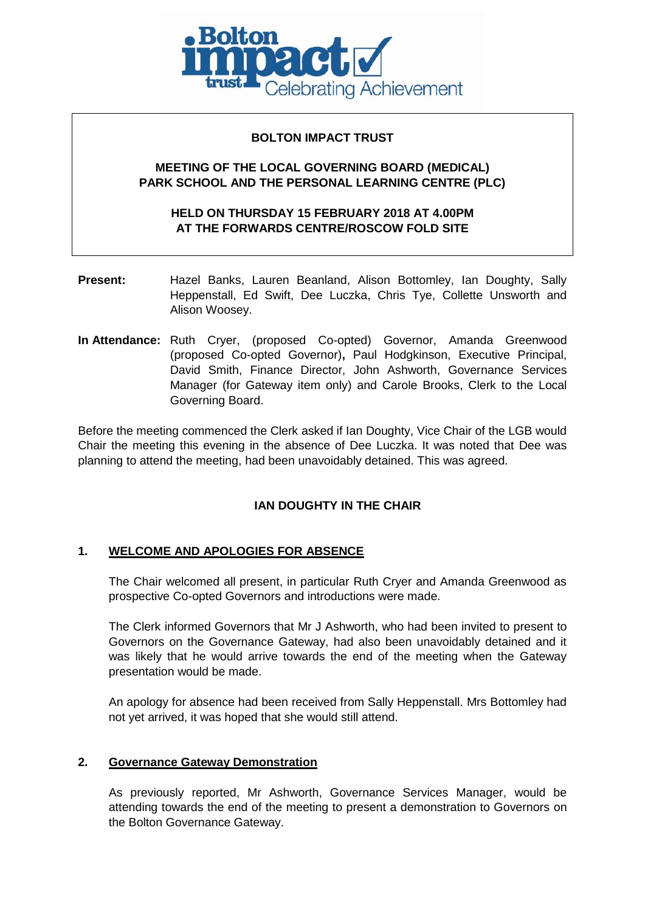# BOLTON IMPACT TRUST

## MEETING OF THE LOCAL GOVERNING BOARD (MEDICAL) PARK SCHOOL AND THE PERSONAL LEARNING CENTRE (PLC)

### HELD ON THURSDAY 15 FEBRUARY 2018 AT 4.00PM AT THE FORWARDS CENTRE/ROSCOW FOLD SITE

**Present:** Hazel Banks, Lauren Beanland, Alison Bottomley, Ian Doughty, Sally Heppenstall, Ed Swift, Dee Luczka, Chris Tye, Collette Unsworth and Alison Woosey.

**In Attendance:** Ruth Cryer, (proposed Co-opted) Governor, Amanda Greenwood (proposed Co-opted Governor)**,** Paul Hodgkinson, Executive Principal, David Smith, Finance Director, John Ashworth, Governance Services Manager (for Gateway item only) and Carole Brooks, Clerk to the Local Governing Board.

Before the meeting commenced the Clerk asked if Ian Doughty, Vice Chair of the LGB would Chair the meeting this evening in the absence of Dee Luczka. It was noted that Dee was planning to attend the meeting, had been unavoidably detained. This was agreed.

**IAN DOUGHTY IN THE CHAIR**

## 1. WELCOME AND APOLOGIES FOR ABSENCE

The Chair welcomed all present, in particular Ruth Cryer and Amanda Greenwood as prospective Co-opted Governors and introductions were made.

The Clerk informed Governors that Mr J Ashworth, who had been invited to present to Governors on the Governance Gateway, had also been unavoidably detained and it was likely that he would arrive towards the end of the meeting when the Gateway presentation would be made.

An apology for absence had been received from Sally Heppenstall. Mrs Bottomley had not yet arrived, it was hoped that she would still attend.

## 2. Governance Gateway Demonstration

As previously reported, Mr Ashworth, Governance Services Manager, would be attending towards the end of the meeting to present a demonstration to Governors on the Bolton Governance Gateway.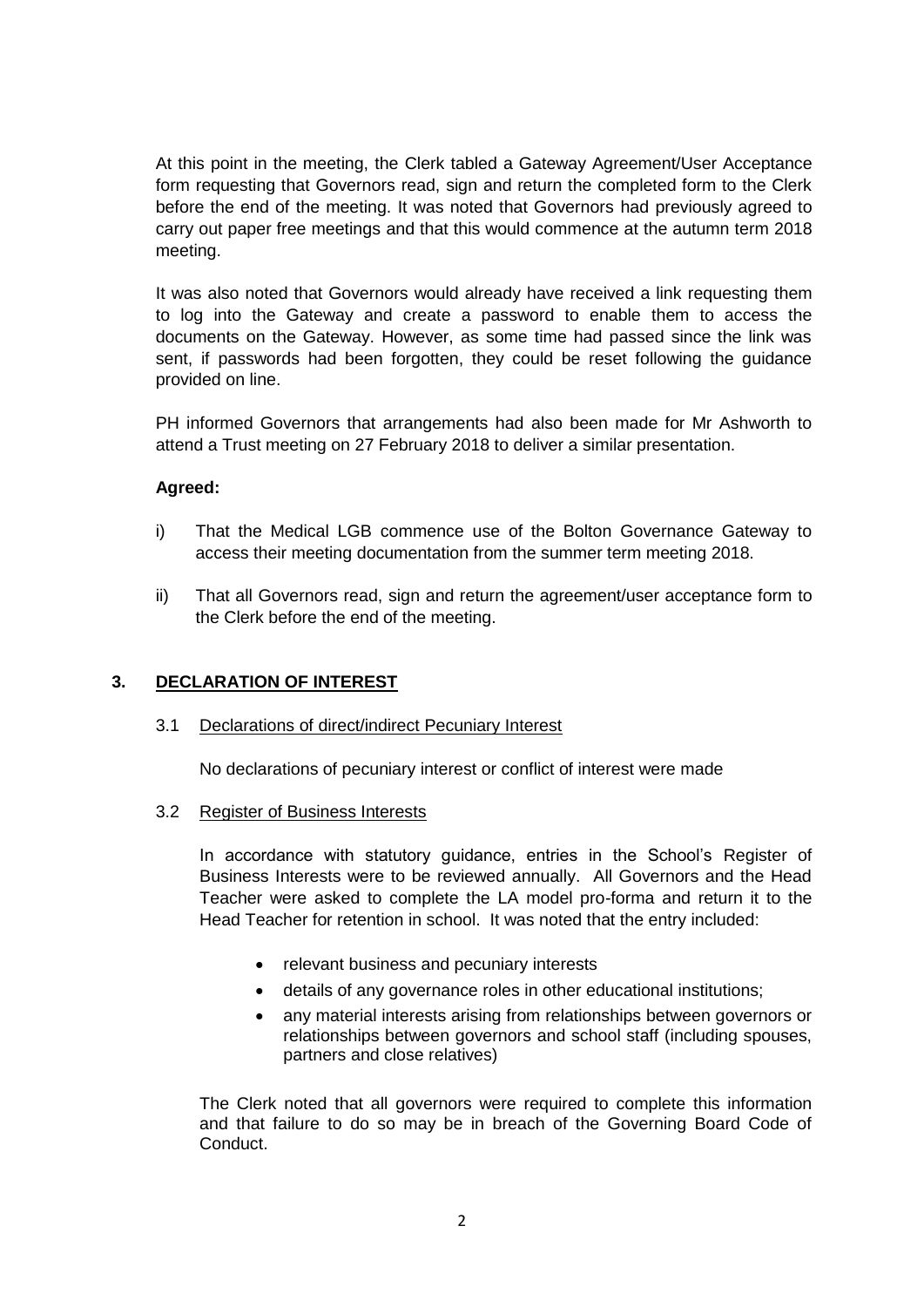At this point in the meeting, the Clerk tabled a Gateway Agreement/User Acceptance form requesting that Governors read, sign and return the completed form to the Clerk before the end of the meeting. It was noted that Governors had previously agreed to carry out paper free meetings and that this would commence at the autumn term 2018 meeting.

It was also noted that Governors would already have received a link requesting them to log into the Gateway and create a password to enable them to access the documents on the Gateway. However, as some time had passed since the link was sent, if passwords had been forgotten, they could be reset following the guidance provided on line.

PH informed Governors that arrangements had also been made for Mr Ashworth to attend a Trust meeting on 27 February 2018 to deliver a similar presentation.

**Agreed:**

i) That the Medical LGB commence use of the Bolton Governance Gateway to access their meeting documentation from the summer term meeting 2018.

ii) That all Governors read, sign and return the agreement/user acceptance form to the Clerk before the end of the meeting.

## 3. DECLARATION OF INTEREST

### 3.1 Declarations of direct/indirect Pecuniary Interest

No declarations of pecuniary interest or conflict of interest were made

### 3.2 Register of Business Interests

In accordance with statutory guidance, entries in the School's Register of Business Interests were to be reviewed annually. All Governors and the Head Teacher were asked to complete the LA model pro-forma and return it to the Head Teacher for retention in school. It was noted that the entry included:

- relevant business and pecuniary interests
- details of any governance roles in other educational institutions;
- any material interests arising from relationships between governors or relationships between governors and school staff (including spouses, partners and close relatives)

The Clerk noted that all governors were required to complete this information and that failure to do so may be in breach of the Governing Board Code of Conduct.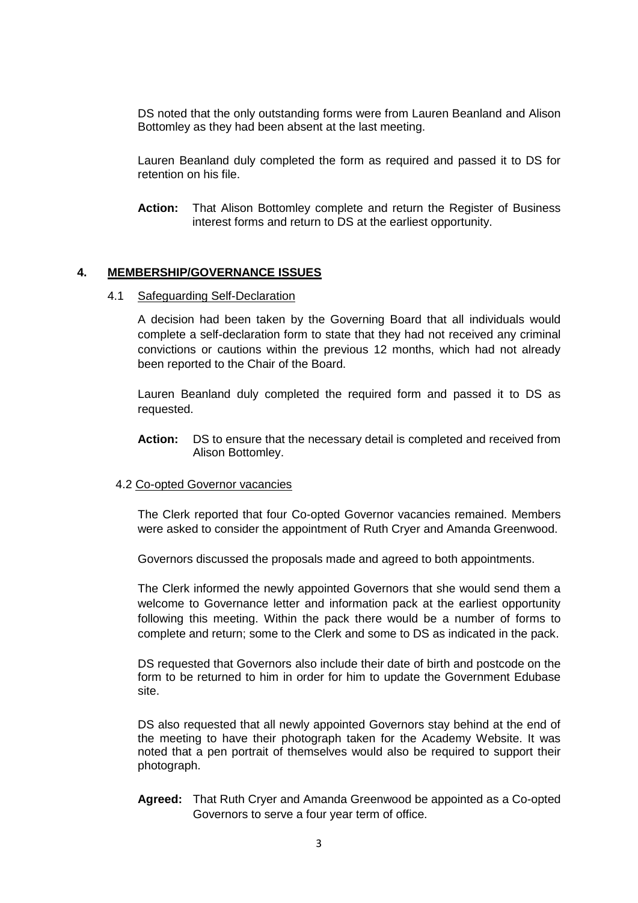DS noted that the only outstanding forms were from Lauren Beanland and Alison Bottomley as they had been absent at the last meeting.

Lauren Beanland duly completed the form as required and passed it to DS for retention on his file.

**Action:** That Alison Bottomley complete and return the Register of Business interest forms and return to DS at the earliest opportunity.

## 4. MEMBERSHIP/GOVERNANCE ISSUES

### 4.1 Safeguarding Self-Declaration

A decision had been taken by the Governing Board that all individuals would complete a self-declaration form to state that they had not received any criminal convictions or cautions within the previous 12 months, which had not already been reported to the Chair of the Board.

Lauren Beanland duly completed the required form and passed it to DS as requested.

**Action:** DS to ensure that the necessary detail is completed and received from Alison Bottomley.

### 4.2 Co-opted Governor vacancies

The Clerk reported that four Co-opted Governor vacancies remained. Members were asked to consider the appointment of Ruth Cryer and Amanda Greenwood.

Governors discussed the proposals made and agreed to both appointments.

The Clerk informed the newly appointed Governors that she would send them a welcome to Governance letter and information pack at the earliest opportunity following this meeting. Within the pack there would be a number of forms to complete and return; some to the Clerk and some to DS as indicated in the pack.

DS requested that Governors also include their date of birth and postcode on the form to be returned to him in order for him to update the Government Edubase site.

DS also requested that all newly appointed Governors stay behind at the end of the meeting to have their photograph taken for the Academy Website. It was noted that a pen portrait of themselves would also be required to support their photograph.

**Agreed:** That Ruth Cryer and Amanda Greenwood be appointed as a Co-opted Governors to serve a four year term of office.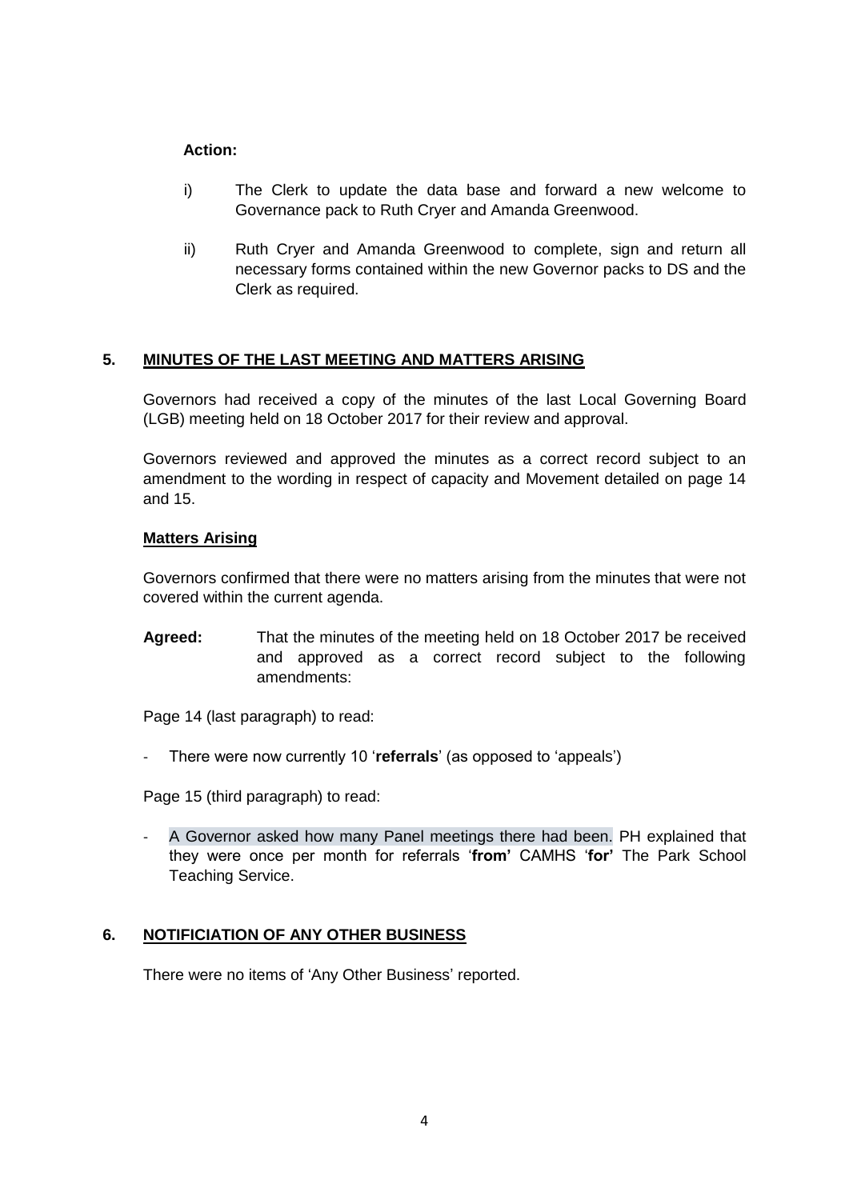**Action:**

i) The Clerk to update the data base and forward a new welcome to Governance pack to Ruth Cryer and Amanda Greenwood.

ii) Ruth Cryer and Amanda Greenwood to complete, sign and return all necessary forms contained within the new Governor packs to DS and the Clerk as required.

## 5. MINUTES OF THE LAST MEETING AND MATTERS ARISING

Governors had received a copy of the minutes of the last Local Governing Board (LGB) meeting held on 18 October 2017 for their review and approval.

Governors reviewed and approved the minutes as a correct record subject to an amendment to the wording in respect of capacity and Movement detailed on page 14 and 15.

**Matters Arising**

Governors confirmed that there were no matters arising from the minutes that were not covered within the current agenda.

**Agreed:** That the minutes of the meeting held on 18 October 2017 be received and approved as a correct record subject to the following amendments:

Page 14 (last paragraph) to read:

- There were now currently 10 '**referrals**' (as opposed to 'appeals')

Page 15 (third paragraph) to read:

- A Governor asked how many Panel meetings there had been. PH explained that they were once per month for referrals '**from'** CAMHS '**for'** The Park School Teaching Service.

## 6. NOTIFICIATION OF ANY OTHER BUSINESS

There were no items of 'Any Other Business' reported.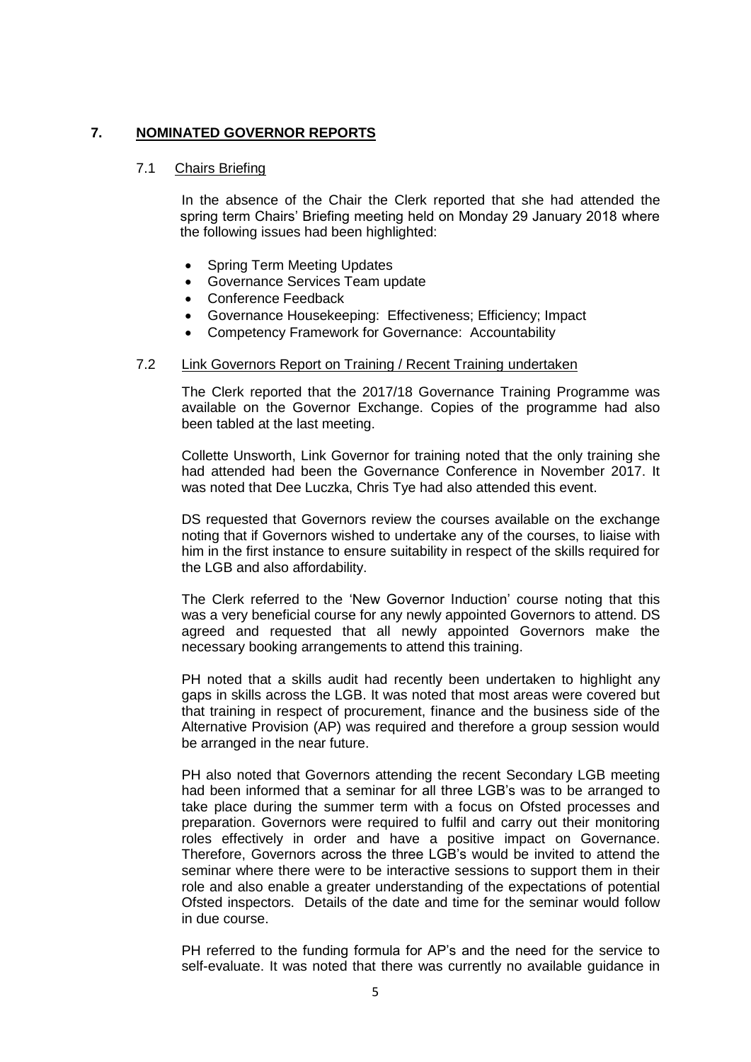## 7. NOMINATED GOVERNOR REPORTS

### 7.1 Chairs Briefing

In the absence of the Chair the Clerk reported that she had attended the spring term Chairs' Briefing meeting held on Monday 29 January 2018 where the following issues had been highlighted:

- Spring Term Meeting Updates
- Governance Services Team update
- Conference Feedback
- Governance Housekeeping: Effectiveness; Efficiency; Impact
- Competency Framework for Governance: Accountability

### 7.2 Link Governors Report on Training / Recent Training undertaken

The Clerk reported that the 2017/18 Governance Training Programme was available on the Governor Exchange. Copies of the programme had also been tabled at the last meeting.

Collette Unsworth, Link Governor for training noted that the only training she had attended had been the Governance Conference in November 2017. It was noted that Dee Luczka, Chris Tye had also attended this event.

DS requested that Governors review the courses available on the exchange noting that if Governors wished to undertake any of the courses, to liaise with him in the first instance to ensure suitability in respect of the skills required for the LGB and also affordability.

The Clerk referred to the 'New Governor Induction' course noting that this was a very beneficial course for any newly appointed Governors to attend. DS agreed and requested that all newly appointed Governors make the necessary booking arrangements to attend this training.

PH noted that a skills audit had recently been undertaken to highlight any gaps in skills across the LGB. It was noted that most areas were covered but that training in respect of procurement, finance and the business side of the Alternative Provision (AP) was required and therefore a group session would be arranged in the near future.

PH also noted that Governors attending the recent Secondary LGB meeting had been informed that a seminar for all three LGB's was to be arranged to take place during the summer term with a focus on Ofsted processes and preparation. Governors were required to fulfil and carry out their monitoring roles effectively in order and have a positive impact on Governance. Therefore, Governors across the three LGB's would be invited to attend the seminar where there were to be interactive sessions to support them in their role and also enable a greater understanding of the expectations of potential Ofsted inspectors. Details of the date and time for the seminar would follow in due course.

PH referred to the funding formula for AP's and the need for the service to self-evaluate. It was noted that there was currently no available guidance in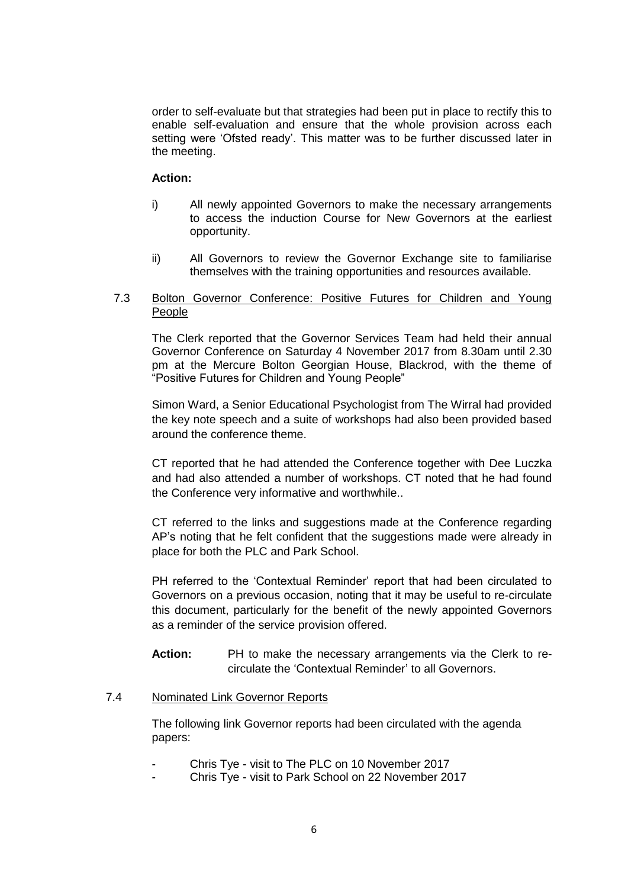order to self-evaluate but that strategies had been put in place to rectify this to enable self-evaluation and ensure that the whole provision across each setting were 'Ofsted ready'. This matter was to be further discussed later in the meeting.

**Action:**

i) All newly appointed Governors to make the necessary arrangements to access the induction Course for New Governors at the earliest opportunity.

ii) All Governors to review the Governor Exchange site to familiarise themselves with the training opportunities and resources available.

7.3 <u>Bolton Governor Conference: Positive Futures for Children and Young People</u>

The Clerk reported that the Governor Services Team had held their annual Governor Conference on Saturday 4 November 2017 from 8.30am until 2.30 pm at the Mercure Bolton Georgian House, Blackrod, with the theme of "Positive Futures for Children and Young People"

Simon Ward, a Senior Educational Psychologist from The Wirral had provided the key note speech and a suite of workshops had also been provided based around the conference theme.

CT reported that he had attended the Conference together with Dee Luczka and had also attended a number of workshops. CT noted that he had found the Conference very informative and worthwhile..

CT referred to the links and suggestions made at the Conference regarding AP's noting that he felt confident that the suggestions made were already in place for both the PLC and Park School.

PH referred to the 'Contextual Reminder' report that had been circulated to Governors on a previous occasion, noting that it may be useful to re-circulate this document, particularly for the benefit of the newly appointed Governors as a reminder of the service provision offered.

**Action:** PH to make the necessary arrangements via the Clerk to re-circulate the 'Contextual Reminder' to all Governors.

7.4 <u>Nominated Link Governor Reports</u>

The following link Governor reports had been circulated with the agenda papers:

- Chris Tye - visit to The PLC on 10 November 2017
- Chris Tye - visit to Park School on 22 November 2017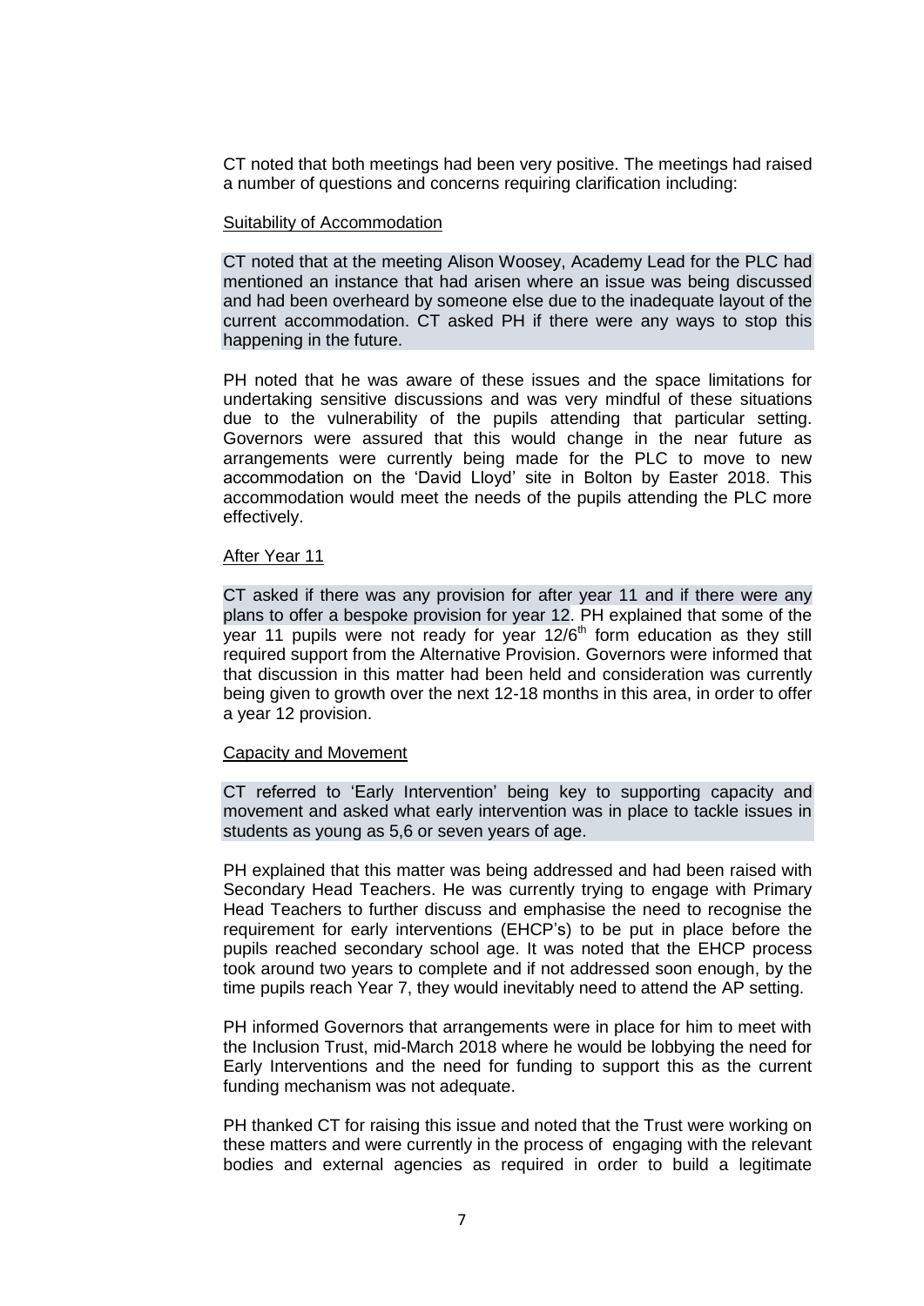CT noted that both meetings had been very positive. The meetings had raised a number of questions and concerns requiring clarification including:

Suitability of Accommodation

CT noted that at the meeting Alison Woosey, Academy Lead for the PLC had mentioned an instance that had arisen where an issue was being discussed and had been overheard by someone else due to the inadequate layout of the current accommodation. CT asked PH if there were any ways to stop this happening in the future.

PH noted that he was aware of these issues and the space limitations for undertaking sensitive discussions and was very mindful of these situations due to the vulnerability of the pupils attending that particular setting. Governors were assured that this would change in the near future as arrangements were currently being made for the PLC to move to new accommodation on the 'David Lloyd' site in Bolton by Easter 2018. This accommodation would meet the needs of the pupils attending the PLC more effectively.

After Year 11

CT asked if there was any provision for after year 11 and if there were any plans to offer a bespoke provision for year 12. PH explained that some of the year 11 pupils were not ready for year 12/6th form education as they still required support from the Alternative Provision. Governors were informed that that discussion in this matter had been held and consideration was currently being given to growth over the next 12-18 months in this area, in order to offer a year 12 provision.

Capacity and Movement

CT referred to 'Early Intervention' being key to supporting capacity and movement and asked what early intervention was in place to tackle issues in students as young as 5,6 or seven years of age.

PH explained that this matter was being addressed and had been raised with Secondary Head Teachers. He was currently trying to engage with Primary Head Teachers to further discuss and emphasise the need to recognise the requirement for early interventions (EHCP's) to be put in place before the pupils reached secondary school age. It was noted that the EHCP process took around two years to complete and if not addressed soon enough, by the time pupils reach Year 7, they would inevitably need to attend the AP setting.

PH informed Governors that arrangements were in place for him to meet with the Inclusion Trust, mid-March 2018 where he would be lobbying the need for Early Interventions and the need for funding to support this as the current funding mechanism was not adequate.

PH thanked CT for raising this issue and noted that the Trust were working on these matters and were currently in the process of engaging with the relevant bodies and external agencies as required in order to build a legitimate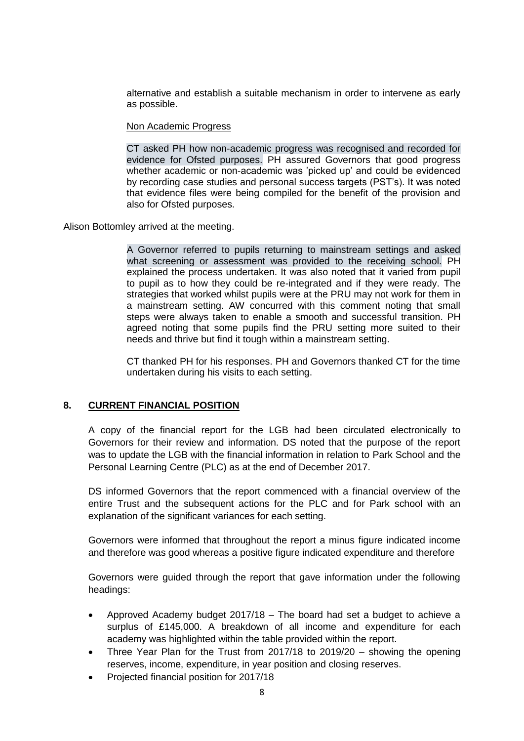alternative and establish a suitable mechanism in order to intervene as early as possible.

Non Academic Progress

CT asked PH how non-academic progress was recognised and recorded for evidence for Ofsted purposes. PH assured Governors that good progress whether academic or non-academic was 'picked up' and could be evidenced by recording case studies and personal success targets (PST's). It was noted that evidence files were being compiled for the benefit of the provision and also for Ofsted purposes.

Alison Bottomley arrived at the meeting.

A Governor referred to pupils returning to mainstream settings and asked what screening or assessment was provided to the receiving school. PH explained the process undertaken. It was also noted that it varied from pupil to pupil as to how they could be re-integrated and if they were ready. The strategies that worked whilst pupils were at the PRU may not work for them in a mainstream setting. AW concurred with this comment noting that small steps were always taken to enable a smooth and successful transition. PH agreed noting that some pupils find the PRU setting more suited to their needs and thrive but find it tough within a mainstream setting.

CT thanked PH for his responses. PH and Governors thanked CT for the time undertaken during his visits to each setting.

## 8. CURRENT FINANCIAL POSITION

A copy of the financial report for the LGB had been circulated electronically to Governors for their review and information. DS noted that the purpose of the report was to update the LGB with the financial information in relation to Park School and the Personal Learning Centre (PLC) as at the end of December 2017.

DS informed Governors that the report commenced with a financial overview of the entire Trust and the subsequent actions for the PLC and for Park school with an explanation of the significant variances for each setting.

Governors were informed that throughout the report a minus figure indicated income and therefore was good whereas a positive figure indicated expenditure and therefore

Governors were guided through the report that gave information under the following headings:

- Approved Academy budget 2017/18 – The board had set a budget to achieve a surplus of £145,000. A breakdown of all income and expenditure for each academy was highlighted within the table provided within the report.
- Three Year Plan for the Trust from 2017/18 to 2019/20 – showing the opening reserves, income, expenditure, in year position and closing reserves.
- Projected financial position for 2017/18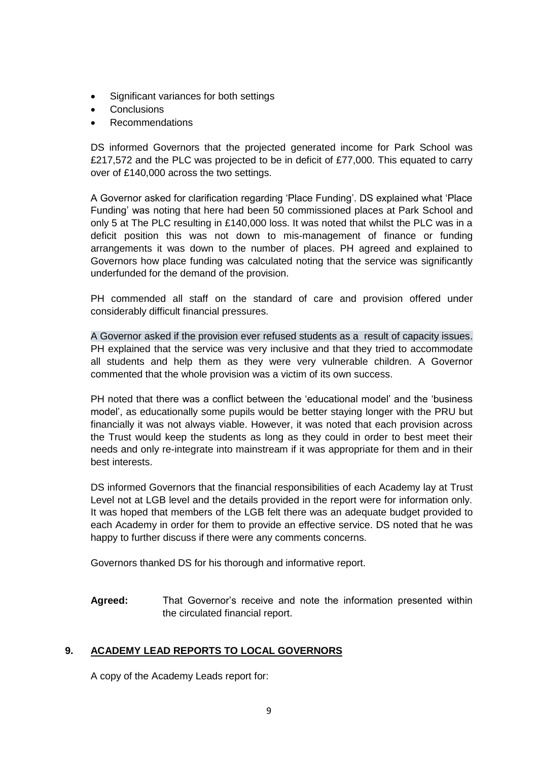- Significant variances for both settings
- Conclusions
- Recommendations

DS informed Governors that the projected generated income for Park School was £217,572 and the PLC was projected to be in deficit of £77,000. This equated to carry over of £140,000 across the two settings.

A Governor asked for clarification regarding 'Place Funding'. DS explained what 'Place Funding' was noting that here had been 50 commissioned places at Park School and only 5 at The PLC resulting in £140,000 loss. It was noted that whilst the PLC was in a deficit position this was not down to mis-management of finance or funding arrangements it was down to the number of places. PH agreed and explained to Governors how place funding was calculated noting that the service was significantly underfunded for the demand of the provision.

PH commended all staff on the standard of care and provision offered under considerably difficult financial pressures.

A Governor asked if the provision ever refused students as a result of capacity issues. PH explained that the service was very inclusive and that they tried to accommodate all students and help them as they were very vulnerable children. A Governor commented that the whole provision was a victim of its own success.

PH noted that there was a conflict between the 'educational model' and the 'business model', as educationally some pupils would be better staying longer with the PRU but financially it was not always viable. However, it was noted that each provision across the Trust would keep the students as long as they could in order to best meet their needs and only re-integrate into mainstream if it was appropriate for them and in their best interests.

DS informed Governors that the financial responsibilities of each Academy lay at Trust Level not at LGB level and the details provided in the report were for information only. It was hoped that members of the LGB felt there was an adequate budget provided to each Academy in order for them to provide an effective service. DS noted that he was happy to further discuss if there were any comments concerns.

Governors thanked DS for his thorough and informative report.

**Agreed:** That Governor's receive and note the information presented within the circulated financial report.

## 9. ACADEMY LEAD REPORTS TO LOCAL GOVERNORS

A copy of the Academy Leads report for: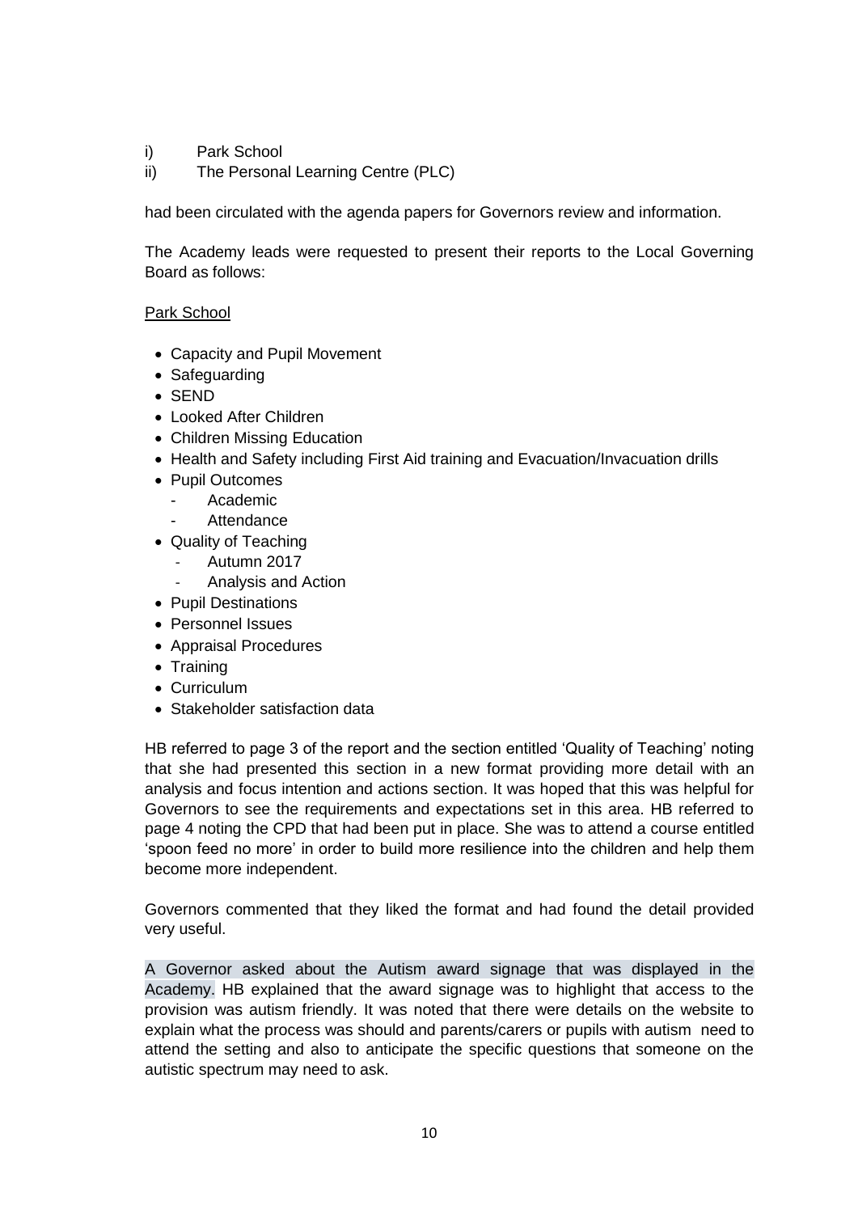i) Park School
ii) The Personal Learning Centre (PLC)

had been circulated with the agenda papers for Governors review and information.

The Academy leads were requested to present their reports to the Local Governing Board as follows:

Park School

- Capacity and Pupil Movement
- Safeguarding
- SEND
- Looked After Children
- Children Missing Education
- Health and Safety including First Aid training and Evacuation/Invacuation drills
- Pupil Outcomes
  - Academic
  - Attendance
- Quality of Teaching
  - Autumn 2017
  - Analysis and Action
- Pupil Destinations
- Personnel Issues
- Appraisal Procedures
- Training
- Curriculum
- Stakeholder satisfaction data

HB referred to page 3 of the report and the section entitled 'Quality of Teaching' noting that she had presented this section in a new format providing more detail with an analysis and focus intention and actions section. It was hoped that this was helpful for Governors to see the requirements and expectations set in this area. HB referred to page 4 noting the CPD that had been put in place. She was to attend a course entitled 'spoon feed no more' in order to build more resilience into the children and help them become more independent.

Governors commented that they liked the format and had found the detail provided very useful.

A Governor asked about the Autism award signage that was displayed in the Academy. HB explained that the award signage was to highlight that access to the provision was autism friendly. It was noted that there were details on the website to explain what the process was should and parents/carers or pupils with autism need to attend the setting and also to anticipate the specific questions that someone on the autistic spectrum may need to ask.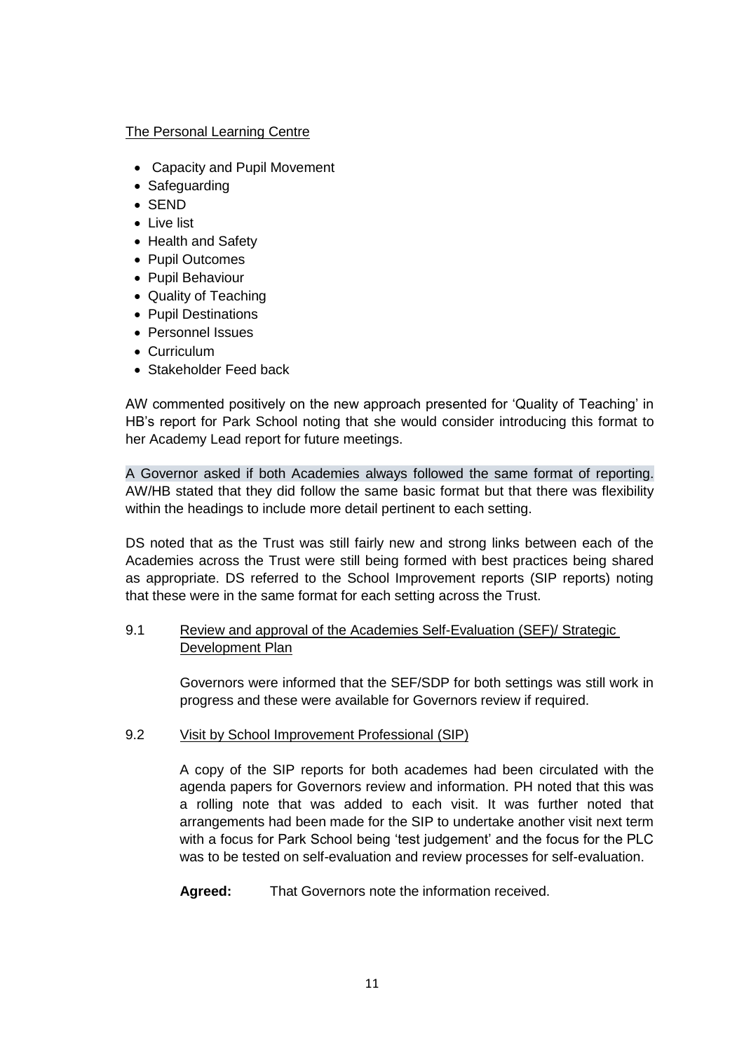The Personal Learning Centre

- Capacity and Pupil Movement
- Safeguarding
- SEND
- Live list
- Health and Safety
- Pupil Outcomes
- Pupil Behaviour
- Quality of Teaching
- Pupil Destinations
- Personnel Issues
- Curriculum
- Stakeholder Feed back

AW commented positively on the new approach presented for 'Quality of Teaching' in HB's report for Park School noting that she would consider introducing this format to her Academy Lead report for future meetings.

A Governor asked if both Academies always followed the same format of reporting. AW/HB stated that they did follow the same basic format but that there was flexibility within the headings to include more detail pertinent to each setting.

DS noted that as the Trust was still fairly new and strong links between each of the Academies across the Trust were still being formed with best practices being shared as appropriate. DS referred to the School Improvement reports (SIP reports) noting that these were in the same format for each setting across the Trust.

9.1 Review and approval of the Academies Self-Evaluation (SEF)/ Strategic Development Plan

Governors were informed that the SEF/SDP for both settings was still work in progress and these were available for Governors review if required.

9.2 Visit by School Improvement Professional (SIP)

A copy of the SIP reports for both academes had been circulated with the agenda papers for Governors review and information. PH noted that this was a rolling note that was added to each visit. It was further noted that arrangements had been made for the SIP to undertake another visit next term with a focus for Park School being 'test judgement' and the focus for the PLC was to be tested on self-evaluation and review processes for self-evaluation.

**Agreed:** That Governors note the information received.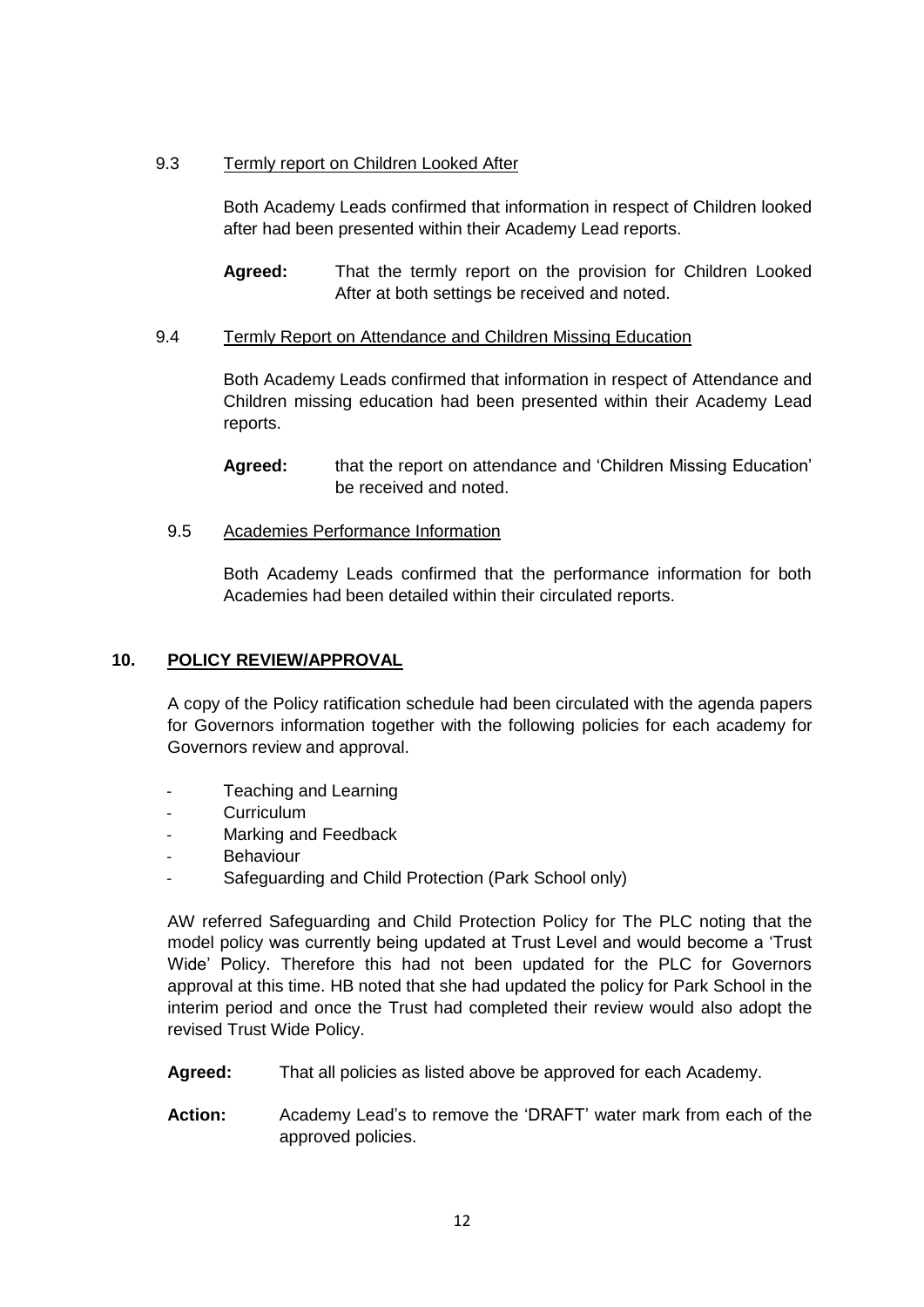9.3 Termly report on Children Looked After

Both Academy Leads confirmed that information in respect of Children looked after had been presented within their Academy Lead reports.

**Agreed:** That the termly report on the provision for Children Looked After at both settings be received and noted.

9.4 Termly Report on Attendance and Children Missing Education

Both Academy Leads confirmed that information in respect of Attendance and Children missing education had been presented within their Academy Lead reports.

**Agreed:** that the report on attendance and 'Children Missing Education' be received and noted.

9.5 Academies Performance Information

Both Academy Leads confirmed that the performance information for both Academies had been detailed within their circulated reports.

## 10. POLICY REVIEW/APPROVAL

A copy of the Policy ratification schedule had been circulated with the agenda papers for Governors information together with the following policies for each academy for Governors review and approval.

- Teaching and Learning
- Curriculum
- Marking and Feedback
- Behaviour
- Safeguarding and Child Protection (Park School only)

AW referred Safeguarding and Child Protection Policy for The PLC noting that the model policy was currently being updated at Trust Level and would become a 'Trust Wide' Policy. Therefore this had not been updated for the PLC for Governors approval at this time. HB noted that she had updated the policy for Park School in the interim period and once the Trust had completed their review would also adopt the revised Trust Wide Policy.

**Agreed:** That all policies as listed above be approved for each Academy.

**Action:** Academy Lead's to remove the 'DRAFT' water mark from each of the approved policies.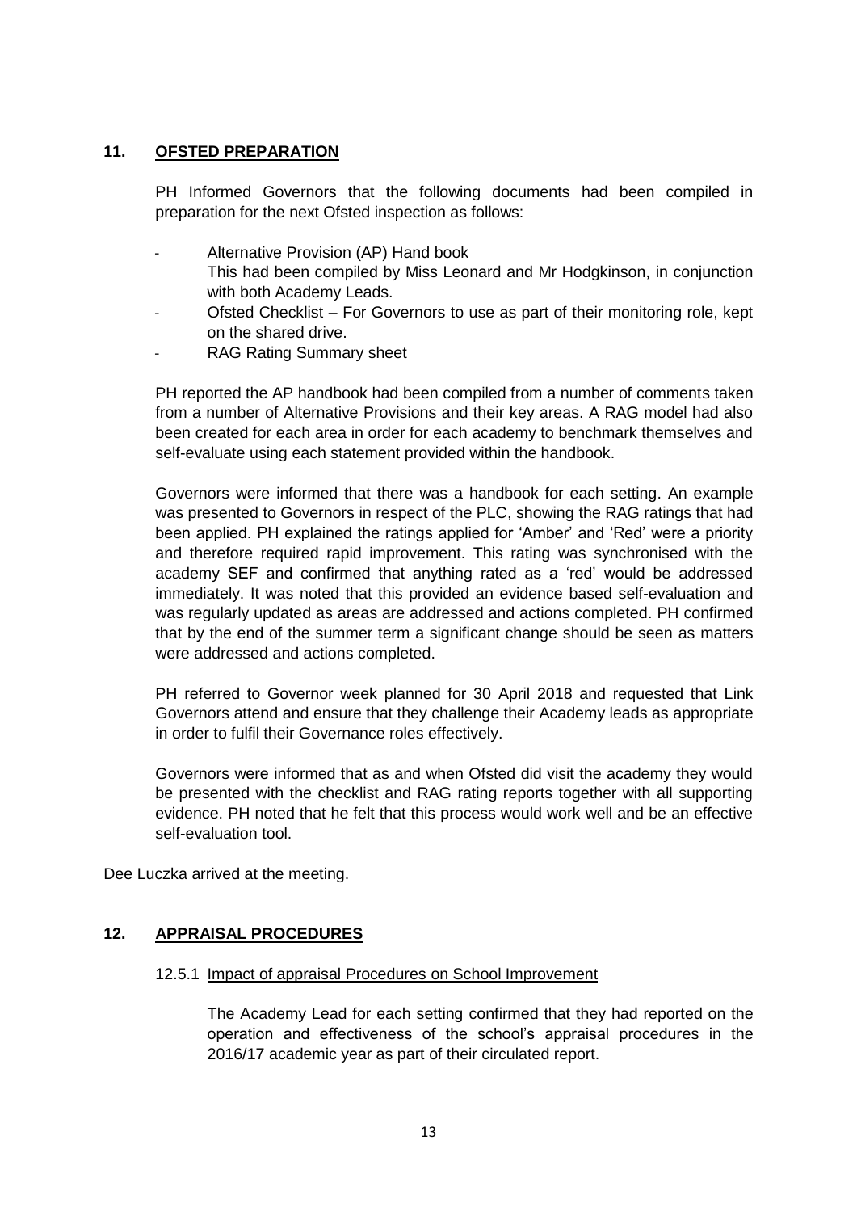## 11. OFSTED PREPARATION

PH Informed Governors that the following documents had been compiled in preparation for the next Ofsted inspection as follows:

- Alternative Provision (AP) Hand book
  This had been compiled by Miss Leonard and Mr Hodgkinson, in conjunction with both Academy Leads.
- Ofsted Checklist – For Governors to use as part of their monitoring role, kept on the shared drive.
- RAG Rating Summary sheet

PH reported the AP handbook had been compiled from a number of comments taken from a number of Alternative Provisions and their key areas. A RAG model had also been created for each area in order for each academy to benchmark themselves and self-evaluate using each statement provided within the handbook.

Governors were informed that there was a handbook for each setting. An example was presented to Governors in respect of the PLC, showing the RAG ratings that had been applied. PH explained the ratings applied for 'Amber' and 'Red' were a priority and therefore required rapid improvement. This rating was synchronised with the academy SEF and confirmed that anything rated as a 'red' would be addressed immediately. It was noted that this provided an evidence based self-evaluation and was regularly updated as areas are addressed and actions completed. PH confirmed that by the end of the summer term a significant change should be seen as matters were addressed and actions completed.

PH referred to Governor week planned for 30 April 2018 and requested that Link Governors attend and ensure that they challenge their Academy leads as appropriate in order to fulfil their Governance roles effectively.

Governors were informed that as and when Ofsted did visit the academy they would be presented with the checklist and RAG rating reports together with all supporting evidence. PH noted that he felt that this process would work well and be an effective self-evaluation tool.

Dee Luczka arrived at the meeting.

## 12. APPRAISAL PROCEDURES

### 12.5.1 Impact of appraisal Procedures on School Improvement

The Academy Lead for each setting confirmed that they had reported on the operation and effectiveness of the school's appraisal procedures in the 2016/17 academic year as part of their circulated report.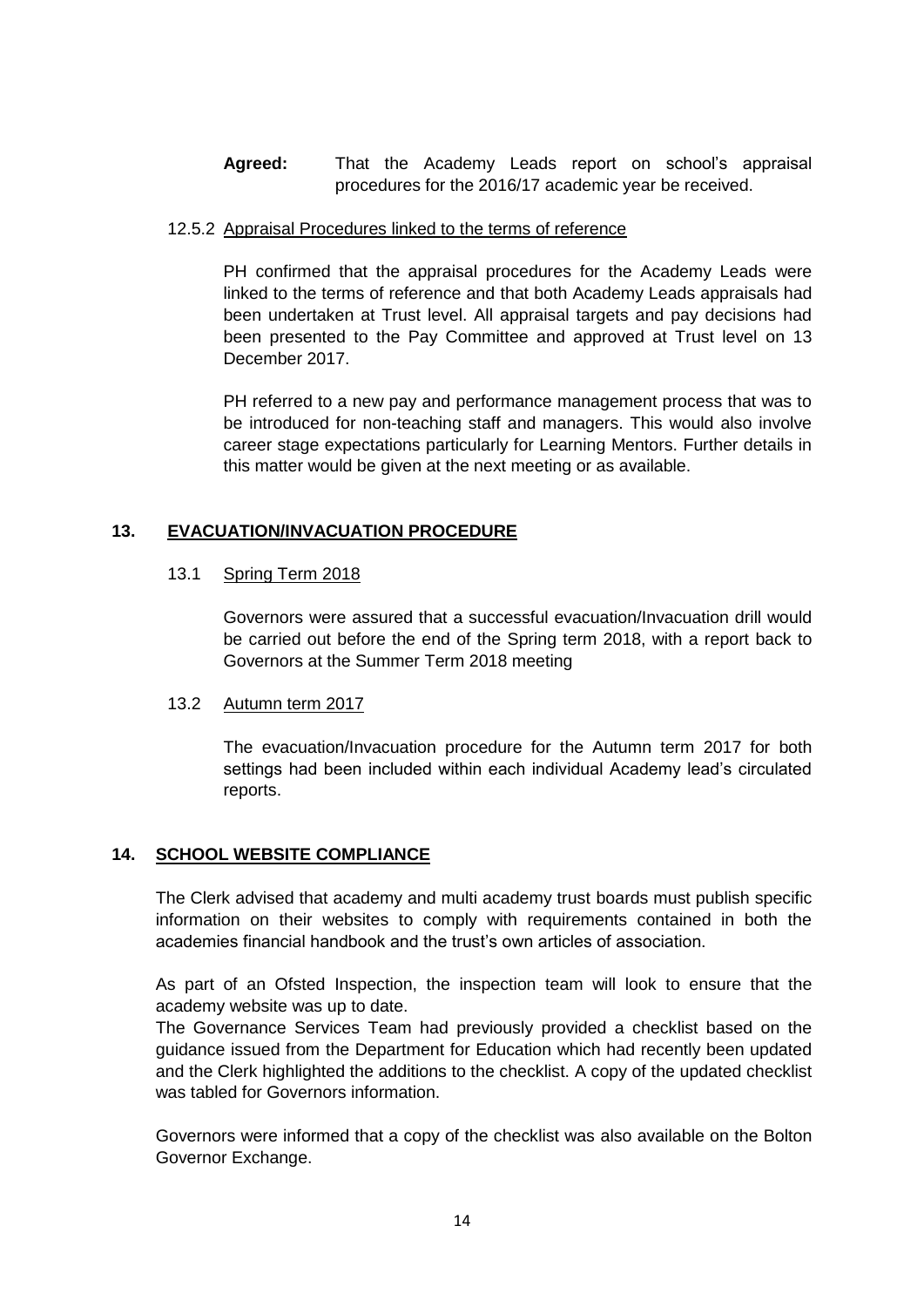**Agreed:** That the Academy Leads report on school's appraisal procedures for the 2016/17 academic year be received.

12.5.2 Appraisal Procedures linked to the terms of reference

PH confirmed that the appraisal procedures for the Academy Leads were linked to the terms of reference and that both Academy Leads appraisals had been undertaken at Trust level. All appraisal targets and pay decisions had been presented to the Pay Committee and approved at Trust level on 13 December 2017.

PH referred to a new pay and performance management process that was to be introduced for non-teaching staff and managers. This would also involve career stage expectations particularly for Learning Mentors. Further details in this matter would be given at the next meeting or as available.

## 13. EVACUATION/INVACUATION PROCEDURE

13.1 Spring Term 2018

Governors were assured that a successful evacuation/Invacuation drill would be carried out before the end of the Spring term 2018, with a report back to Governors at the Summer Term 2018 meeting

13.2 Autumn term 2017

The evacuation/Invacuation procedure for the Autumn term 2017 for both settings had been included within each individual Academy lead's circulated reports.

## 14. SCHOOL WEBSITE COMPLIANCE

The Clerk advised that academy and multi academy trust boards must publish specific information on their websites to comply with requirements contained in both the academies financial handbook and the trust's own articles of association.

As part of an Ofsted Inspection, the inspection team will look to ensure that the academy website was up to date.
The Governance Services Team had previously provided a checklist based on the guidance issued from the Department for Education which had recently been updated and the Clerk highlighted the additions to the checklist. A copy of the updated checklist was tabled for Governors information.

Governors were informed that a copy of the checklist was also available on the Bolton Governor Exchange.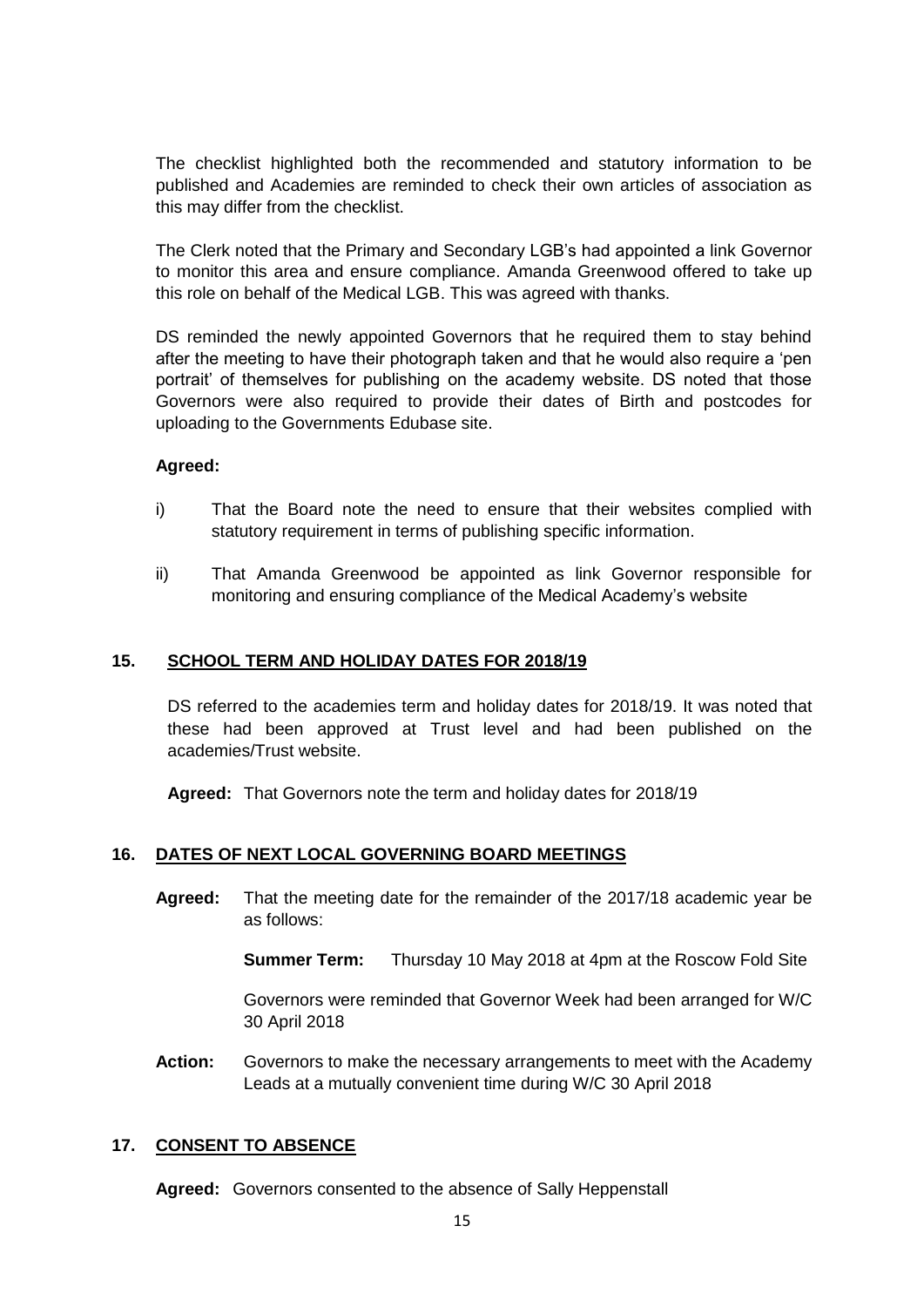The checklist highlighted both the recommended and statutory information to be published and Academies are reminded to check their own articles of association as this may differ from the checklist.

The Clerk noted that the Primary and Secondary LGB's had appointed a link Governor to monitor this area and ensure compliance. Amanda Greenwood offered to take up this role on behalf of the Medical LGB. This was agreed with thanks.

DS reminded the newly appointed Governors that he required them to stay behind after the meeting to have their photograph taken and that he would also require a 'pen portrait' of themselves for publishing on the academy website. DS noted that those Governors were also required to provide their dates of Birth and postcodes for uploading to the Governments Edubase site.

**Agreed:**

i) That the Board note the need to ensure that their websites complied with statutory requirement in terms of publishing specific information.

ii) That Amanda Greenwood be appointed as link Governor responsible for monitoring and ensuring compliance of the Medical Academy's website

## 15. SCHOOL TERM AND HOLIDAY DATES FOR 2018/19

DS referred to the academies term and holiday dates for 2018/19. It was noted that these had been approved at Trust level and had been published on the academies/Trust website.

**Agreed:** That Governors note the term and holiday dates for 2018/19

## 16. DATES OF NEXT LOCAL GOVERNING BOARD MEETINGS

**Agreed:** That the meeting date for the remainder of the 2017/18 academic year be as follows:

**Summer Term:** Thursday 10 May 2018 at 4pm at the Roscow Fold Site

Governors were reminded that Governor Week had been arranged for W/C 30 April 2018

**Action:** Governors to make the necessary arrangements to meet with the Academy Leads at a mutually convenient time during W/C 30 April 2018

## 17. CONSENT TO ABSENCE

**Agreed:** Governors consented to the absence of Sally Heppenstall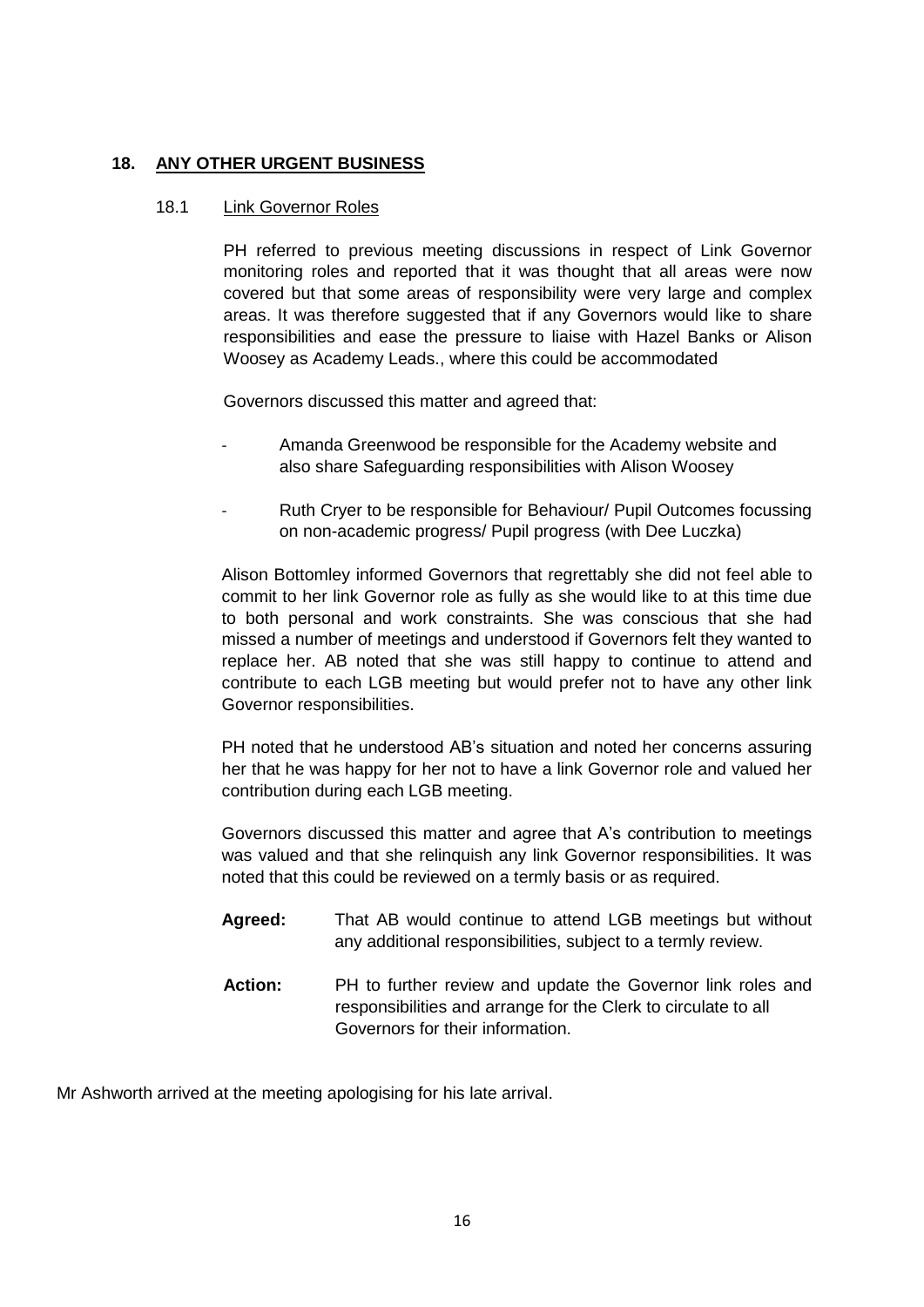## 18. ANY OTHER URGENT BUSINESS

### 18.1 Link Governor Roles

PH referred to previous meeting discussions in respect of Link Governor monitoring roles and reported that it was thought that all areas were now covered but that some areas of responsibility were very large and complex areas. It was therefore suggested that if any Governors would like to share responsibilities and ease the pressure to liaise with Hazel Banks or Alison Woosey as Academy Leads., where this could be accommodated

Governors discussed this matter and agreed that:

- Amanda Greenwood be responsible for the Academy website and also share Safeguarding responsibilities with Alison Woosey
- Ruth Cryer to be responsible for Behaviour/ Pupil Outcomes focussing on non-academic progress/ Pupil progress (with Dee Luczka)

Alison Bottomley informed Governors that regrettably she did not feel able to commit to her link Governor role as fully as she would like to at this time due to both personal and work constraints. She was conscious that she had missed a number of meetings and understood if Governors felt they wanted to replace her. AB noted that she was still happy to continue to attend and contribute to each LGB meeting but would prefer not to have any other link Governor responsibilities.

PH noted that he understood AB's situation and noted her concerns assuring her that he was happy for her not to have a link Governor role and valued her contribution during each LGB meeting.

Governors discussed this matter and agree that A's contribution to meetings was valued and that she relinquish any link Governor responsibilities. It was noted that this could be reviewed on a termly basis or as required.

**Agreed:** That AB would continue to attend LGB meetings but without any additional responsibilities, subject to a termly review.

**Action:** PH to further review and update the Governor link roles and responsibilities and arrange for the Clerk to circulate to all Governors for their information.

Mr Ashworth arrived at the meeting apologising for his late arrival.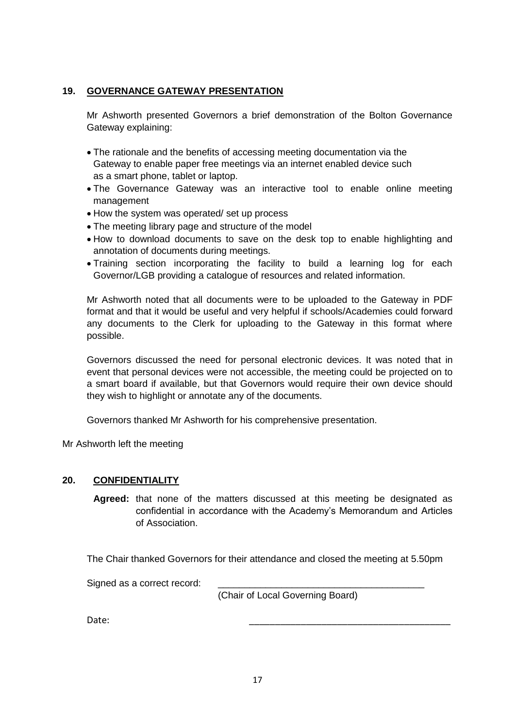## 19. GOVERNANCE GATEWAY PRESENTATION

Mr Ashworth presented Governors a brief demonstration of the Bolton Governance Gateway explaining:

- The rationale and the benefits of accessing meeting documentation via the Gateway to enable paper free meetings via an internet enabled device such as a smart phone, tablet or laptop.
- The Governance Gateway was an interactive tool to enable online meeting management
- How the system was operated/ set up process
- The meeting library page and structure of the model
- How to download documents to save on the desk top to enable highlighting and annotation of documents during meetings.
- Training section incorporating the facility to build a learning log for each Governor/LGB providing a catalogue of resources and related information.

Mr Ashworth noted that all documents were to be uploaded to the Gateway in PDF format and that it would be useful and very helpful if schools/Academies could forward any documents to the Clerk for uploading to the Gateway in this format where possible.

Governors discussed the need for personal electronic devices. It was noted that in event that personal devices were not accessible, the meeting could be projected on to a smart board if available, but that Governors would require their own device should they wish to highlight or annotate any of the documents.

Governors thanked Mr Ashworth for his comprehensive presentation.

Mr Ashworth left the meeting

## 20. CONFIDENTIALITY

**Agreed:** that none of the matters discussed at this meeting be designated as confidential in accordance with the Academy's Memorandum and Articles of Association.

The Chair thanked Governors for their attendance and closed the meeting at 5.50pm

Signed as a correct record: \_\_\_\_\_\_\_\_\_\_\_\_\_\_\_\_\_\_\_\_\_\_\_\_\_\_\_\_\_\_\_\_\_\_\_\_\_\_\_\_

(Chair of Local Governing Board)

Date: \_\_\_\_\_\_\_\_\_\_\_\_\_\_\_\_\_\_\_\_\_\_\_\_\_\_\_\_\_\_\_\_\_\_\_\_\_\_\_\_